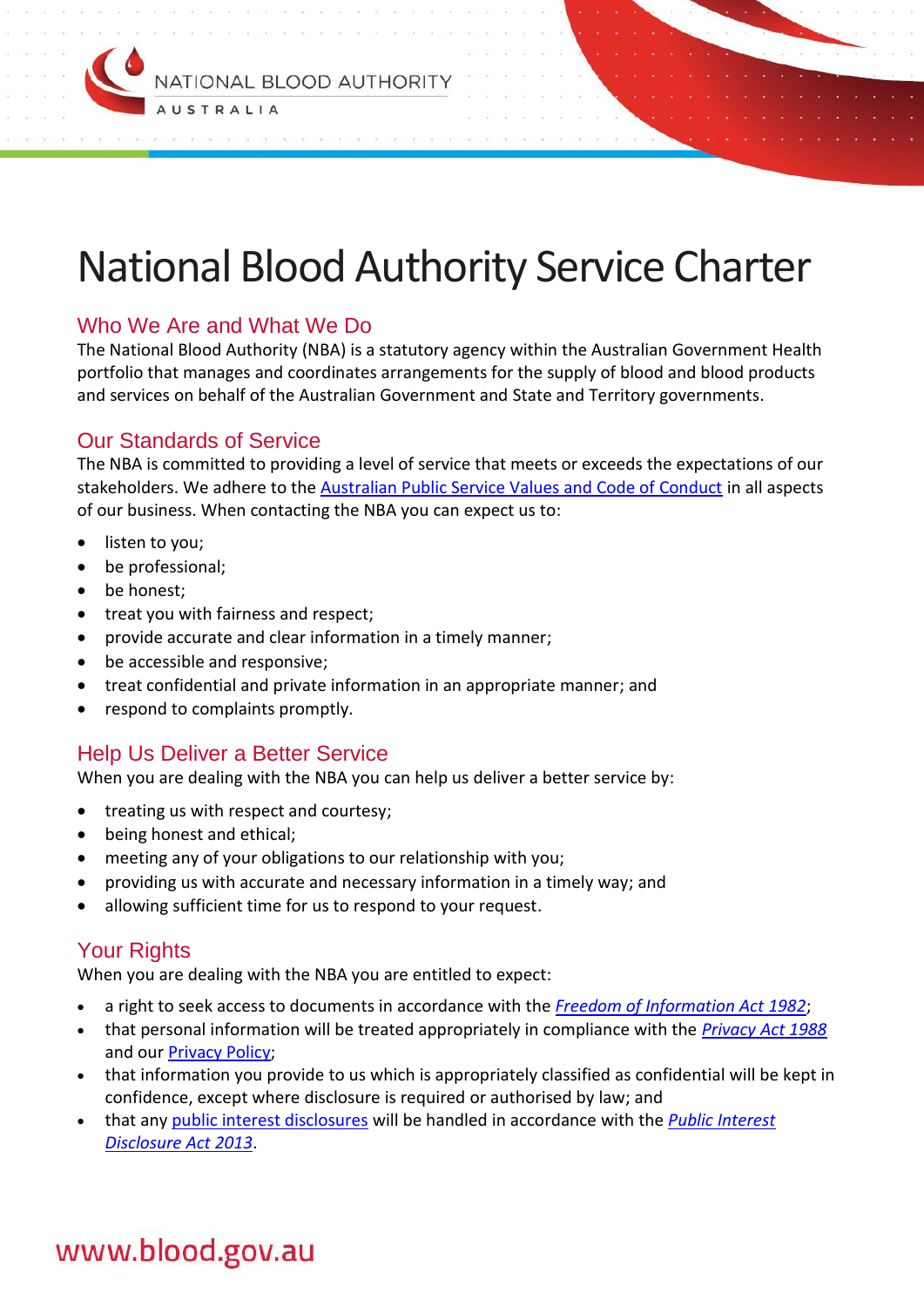NATIONAL BLOOD AUTHORITY
AUSTRALIA

# National Blood Authority Service Charter

## Who We Are and What We Do

The National Blood Authority (NBA) is a statutory agency within the Australian Government Health portfolio that manages and coordinates arrangements for the supply of blood and blood products and services on behalf of the Australian Government and State and Territory governments.

## Our Standards of Service

The NBA is committed to providing a level of service that meets or exceeds the expectations of our stakeholders. We adhere to the Australian Public Service Values and Code of Conduct in all aspects of our business. When contacting the NBA you can expect us to:

- listen to you;
- be professional;
- be honest;
- treat you with fairness and respect;
- provide accurate and clear information in a timely manner;
- be accessible and responsive;
- treat confidential and private information in an appropriate manner; and
- respond to complaints promptly.

## Help Us Deliver a Better Service

When you are dealing with the NBA you can help us deliver a better service by:

- treating us with respect and courtesy;
- being honest and ethical;
- meeting any of your obligations to our relationship with you;
- providing us with accurate and necessary information in a timely way; and
- allowing sufficient time for us to respond to your request.

## Your Rights

When you are dealing with the NBA you are entitled to expect:

- a right to seek access to documents in accordance with the *Freedom of Information Act 1982*;
- that personal information will be treated appropriately in compliance with the *Privacy Act 1988* and our Privacy Policy;
- that information you provide to us which is appropriately classified as confidential will be kept in confidence, except where disclosure is required or authorised by law; and
- that any public interest disclosures will be handled in accordance with the *Public Interest Disclosure Act 2013*.

www.blood.gov.au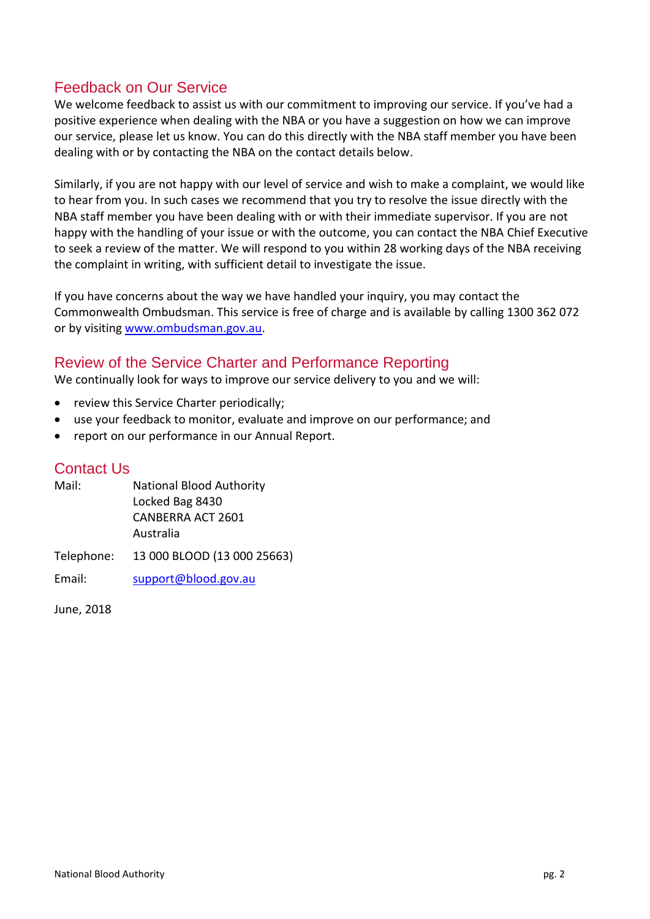## Feedback on Our Service

We welcome feedback to assist us with our commitment to improving our service. If you've had a positive experience when dealing with the NBA or you have a suggestion on how we can improve our service, please let us know. You can do this directly with the NBA staff member you have been dealing with or by contacting the NBA on the contact details below.

Similarly, if you are not happy with our level of service and wish to make a complaint, we would like to hear from you. In such cases we recommend that you try to resolve the issue directly with the NBA staff member you have been dealing with or with their immediate supervisor. If you are not happy with the handling of your issue or with the outcome, you can contact the NBA Chief Executive to seek a review of the matter. We will respond to you within 28 working days of the NBA receiving the complaint in writing, with sufficient detail to investigate the issue.

If you have concerns about the way we have handled your inquiry, you may contact the Commonwealth Ombudsman. This service is free of charge and is available by calling 1300 362 072 or by visiting [www.ombudsman.gov.au](http://www.ombudsman.gov.au).

## Review of the Service Charter and Performance Reporting

We continually look for ways to improve our service delivery to you and we will:

- review this Service Charter periodically;
- use your feedback to monitor, evaluate and improve on our performance; and
- report on our performance in our Annual Report.

## Contact Us

| | |
|---|---|
| Mail: | National Blood Authority<br>Locked Bag 8430<br>CANBERRA ACT 2601<br>Australia |
| Telephone: | 13 000 BLOOD (13 000 25663) |
| Email: | [support@blood.gov.au](mailto:support@blood.gov.au) |

June, 2018